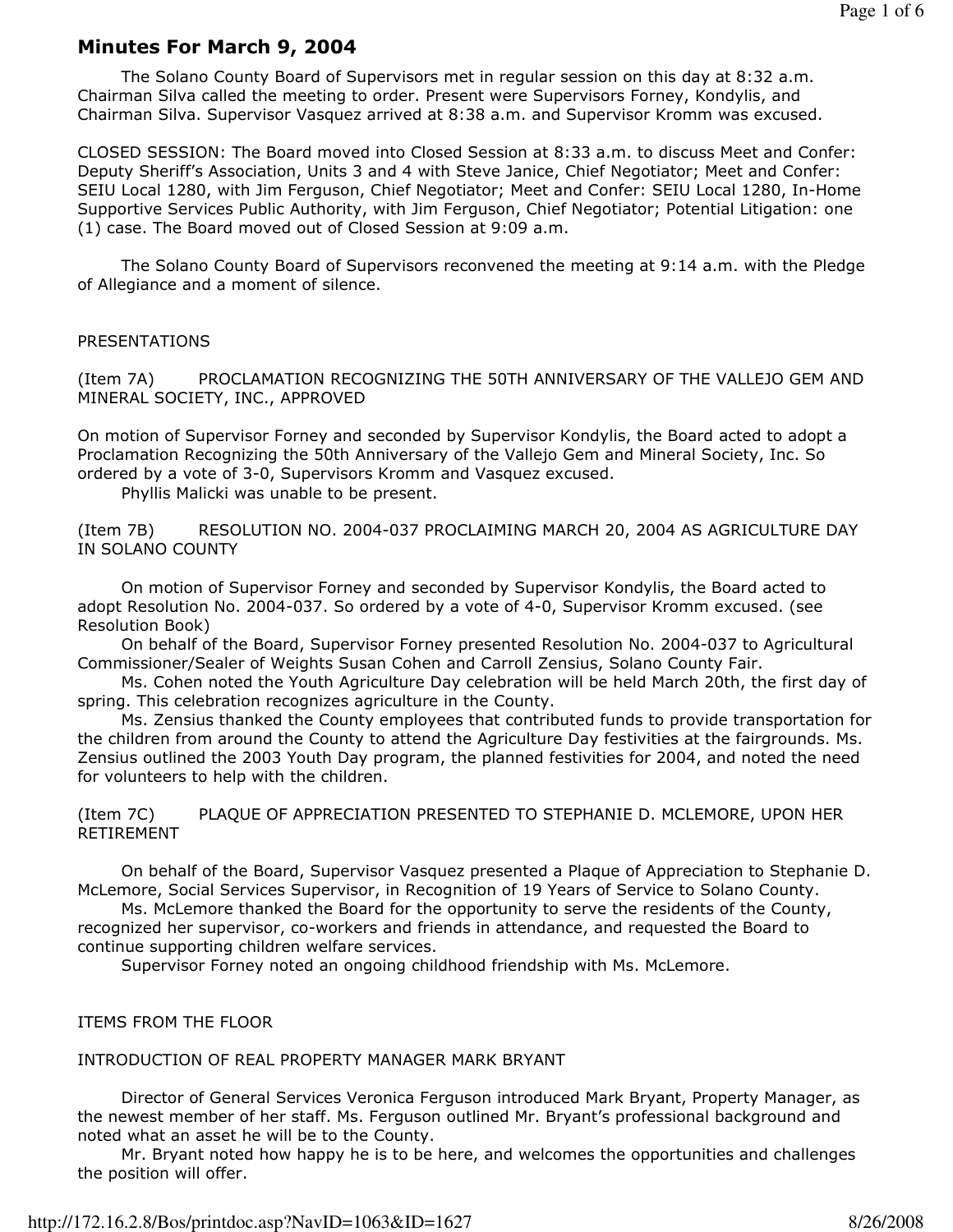# Minutes For March 9, 2004

The Solano County Board of Supervisors met in regular session on this day at 8:32 a.m. Chairman Silva called the meeting to order. Present were Supervisors Forney, Kondylis, and Chairman Silva. Supervisor Vasquez arrived at 8:38 a.m. and Supervisor Kromm was excused.

CLOSED SESSION: The Board moved into Closed Session at 8:33 a.m. to discuss Meet and Confer: Deputy Sheriff's Association, Units 3 and 4 with Steve Janice, Chief Negotiator; Meet and Confer: SEIU Local 1280, with Jim Ferguson, Chief Negotiator; Meet and Confer: SEIU Local 1280, In-Home Supportive Services Public Authority, with Jim Ferguson, Chief Negotiator; Potential Litigation: one (1) case. The Board moved out of Closed Session at 9:09 a.m.

The Solano County Board of Supervisors reconvened the meeting at 9:14 a.m. with the Pledge of Allegiance and a moment of silence.

PRESENTATIONS

(Item 7A) PROCLAMATION RECOGNIZING THE 50TH ANNIVERSARY OF THE VALLEJO GEM AND MINERAL SOCIETY, INC., APPROVED

On motion of Supervisor Forney and seconded by Supervisor Kondylis, the Board acted to adopt a Proclamation Recognizing the 50th Anniversary of the Vallejo Gem and Mineral Society, Inc. So ordered by a vote of 3-0, Supervisors Kromm and Vasquez excused.

Phyllis Malicki was unable to be present.

(Item 7B) RESOLUTION NO. 2004-037 PROCLAIMING MARCH 20, 2004 AS AGRICULTURE DAY IN SOLANO COUNTY

On motion of Supervisor Forney and seconded by Supervisor Kondylis, the Board acted to adopt Resolution No. 2004-037. So ordered by a vote of 4-0, Supervisor Kromm excused. (see Resolution Book)

On behalf of the Board, Supervisor Forney presented Resolution No. 2004-037 to Agricultural Commissioner/Sealer of Weights Susan Cohen and Carroll Zensius, Solano County Fair.

Ms. Cohen noted the Youth Agriculture Day celebration will be held March 20th, the first day of spring. This celebration recognizes agriculture in the County.

Ms. Zensius thanked the County employees that contributed funds to provide transportation for the children from around the County to attend the Agriculture Day festivities at the fairgrounds. Ms. Zensius outlined the 2003 Youth Day program, the planned festivities for 2004, and noted the need for volunteers to help with the children.

(Item 7C) PLAQUE OF APPRECIATION PRESENTED TO STEPHANIE D. MCLEMORE, UPON HER RETIREMENT

On behalf of the Board, Supervisor Vasquez presented a Plaque of Appreciation to Stephanie D. McLemore, Social Services Supervisor, in Recognition of 19 Years of Service to Solano County.

Ms. McLemore thanked the Board for the opportunity to serve the residents of the County, recognized her supervisor, co-workers and friends in attendance, and requested the Board to continue supporting children welfare services.

Supervisor Forney noted an ongoing childhood friendship with Ms. McLemore.

ITEMS FROM THE FLOOR

INTRODUCTION OF REAL PROPERTY MANAGER MARK BRYANT

Director of General Services Veronica Ferguson introduced Mark Bryant, Property Manager, as the newest member of her staff. Ms. Ferguson outlined Mr. Bryant's professional background and noted what an asset he will be to the County.

Mr. Bryant noted how happy he is to be here, and welcomes the opportunities and challenges the position will offer.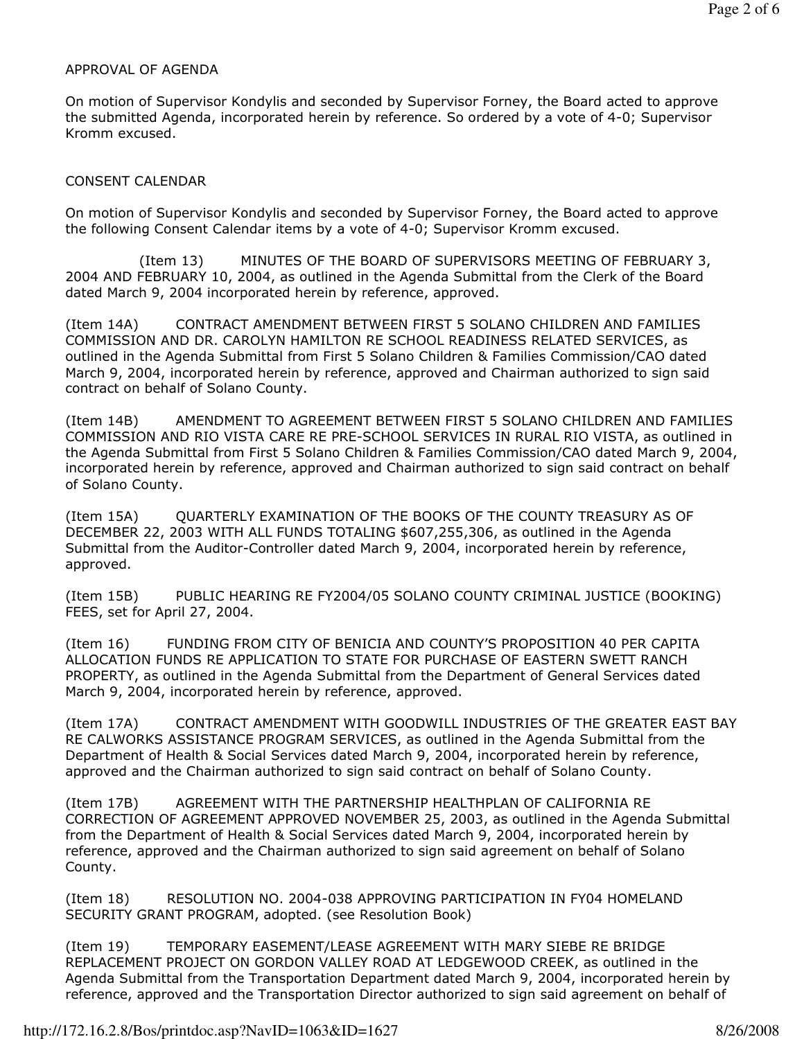APPROVAL OF AGENDA

On motion of Supervisor Kondylis and seconded by Supervisor Forney, the Board acted to approve the submitted Agenda, incorporated herein by reference. So ordered by a vote of 4-0; Supervisor Kromm excused.

CONSENT CALENDAR

On motion of Supervisor Kondylis and seconded by Supervisor Forney, the Board acted to approve the following Consent Calendar items by a vote of 4-0; Supervisor Kromm excused.

(Item 13) MINUTES OF THE BOARD OF SUPERVISORS MEETING OF FEBRUARY 3, 2004 AND FEBRUARY 10, 2004, as outlined in the Agenda Submittal from the Clerk of the Board dated March 9, 2004 incorporated herein by reference, approved.

(Item 14A) CONTRACT AMENDMENT BETWEEN FIRST 5 SOLANO CHILDREN AND FAMILIES COMMISSION AND DR. CAROLYN HAMILTON RE SCHOOL READINESS RELATED SERVICES, as outlined in the Agenda Submittal from First 5 Solano Children & Families Commission/CAO dated March 9, 2004, incorporated herein by reference, approved and Chairman authorized to sign said contract on behalf of Solano County.

(Item 14B) AMENDMENT TO AGREEMENT BETWEEN FIRST 5 SOLANO CHILDREN AND FAMILIES COMMISSION AND RIO VISTA CARE RE PRE-SCHOOL SERVICES IN RURAL RIO VISTA, as outlined in the Agenda Submittal from First 5 Solano Children & Families Commission/CAO dated March 9, 2004, incorporated herein by reference, approved and Chairman authorized to sign said contract on behalf of Solano County.

(Item 15A) QUARTERLY EXAMINATION OF THE BOOKS OF THE COUNTY TREASURY AS OF DECEMBER 22, 2003 WITH ALL FUNDS TOTALING $607,255,306, as outlined in the Agenda Submittal from the Auditor-Controller dated March 9, 2004, incorporated herein by reference, approved.

(Item 15B) PUBLIC HEARING RE FY2004/05 SOLANO COUNTY CRIMINAL JUSTICE (BOOKING) FEES, set for April 27, 2004.

(Item 16) FUNDING FROM CITY OF BENICIA AND COUNTY'S PROPOSITION 40 PER CAPITA ALLOCATION FUNDS RE APPLICATION TO STATE FOR PURCHASE OF EASTERN SWETT RANCH PROPERTY, as outlined in the Agenda Submittal from the Department of General Services dated March 9, 2004, incorporated herein by reference, approved.

(Item 17A) CONTRACT AMENDMENT WITH GOODWILL INDUSTRIES OF THE GREATER EAST BAY RE CALWORKS ASSISTANCE PROGRAM SERVICES, as outlined in the Agenda Submittal from the Department of Health & Social Services dated March 9, 2004, incorporated herein by reference, approved and the Chairman authorized to sign said contract on behalf of Solano County.

(Item 17B) AGREEMENT WITH THE PARTNERSHIP HEALTHPLAN OF CALIFORNIA RE CORRECTION OF AGREEMENT APPROVED NOVEMBER 25, 2003, as outlined in the Agenda Submittal from the Department of Health & Social Services dated March 9, 2004, incorporated herein by reference, approved and the Chairman authorized to sign said agreement on behalf of Solano County.

(Item 18) RESOLUTION NO. 2004-038 APPROVING PARTICIPATION IN FY04 HOMELAND SECURITY GRANT PROGRAM, adopted. (see Resolution Book)

(Item 19) TEMPORARY EASEMENT/LEASE AGREEMENT WITH MARY SIEBE RE BRIDGE REPLACEMENT PROJECT ON GORDON VALLEY ROAD AT LEDGEWOOD CREEK, as outlined in the Agenda Submittal from the Transportation Department dated March 9, 2004, incorporated herein by reference, approved and the Transportation Director authorized to sign said agreement on behalf of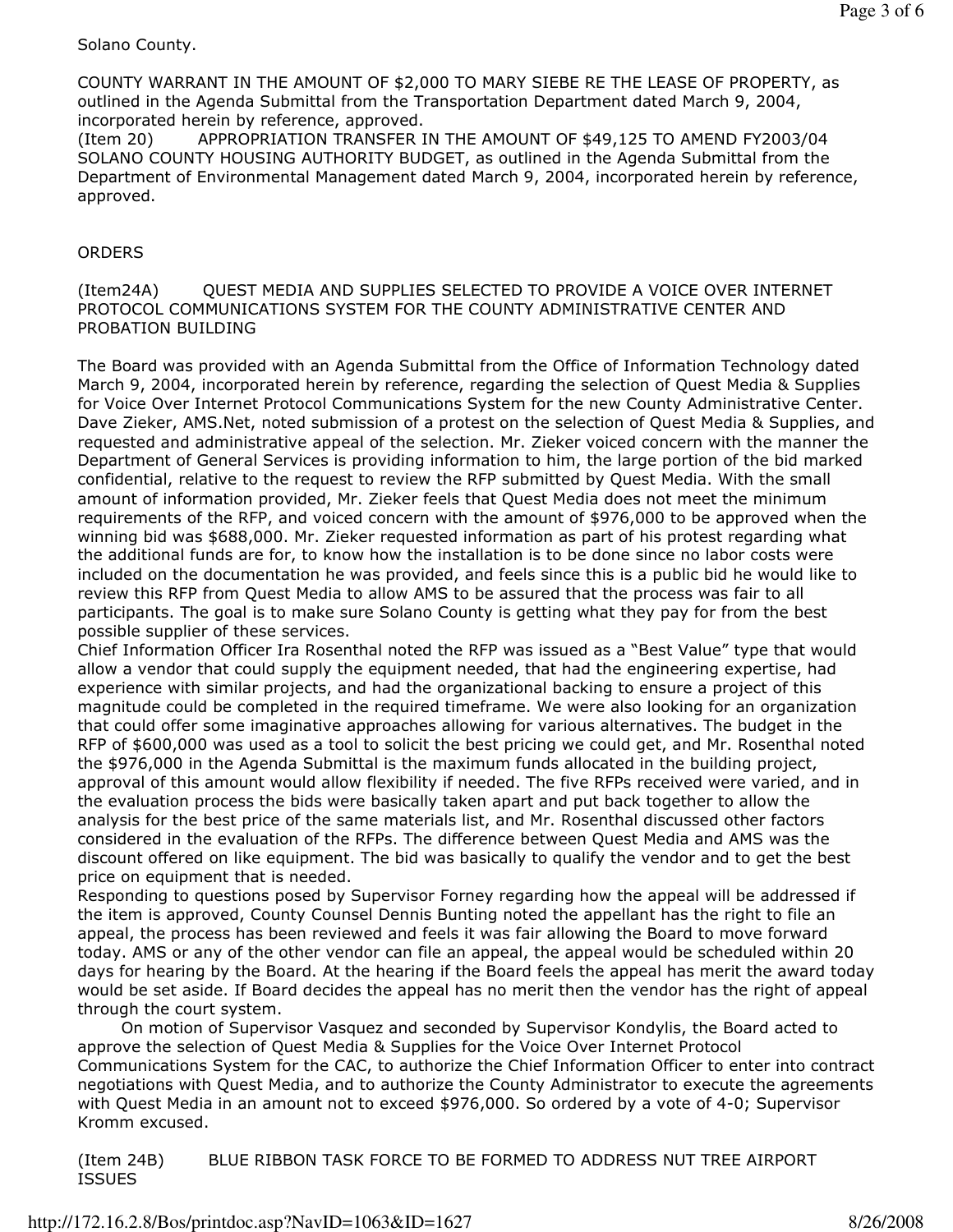Solano County.

COUNTY WARRANT IN THE AMOUNT OF $2,000 TO MARY SIEBE RE THE LEASE OF PROPERTY, as outlined in the Agenda Submittal from the Transportation Department dated March 9, 2004, incorporated herein by reference, approved.

(Item 20) APPROPRIATION TRANSFER IN THE AMOUNT OF $49,125 TO AMEND FY2003/04 SOLANO COUNTY HOUSING AUTHORITY BUDGET, as outlined in the Agenda Submittal from the Department of Environmental Management dated March 9, 2004, incorporated herein by reference, approved.

ORDERS

(Item24A) QUEST MEDIA AND SUPPLIES SELECTED TO PROVIDE A VOICE OVER INTERNET PROTOCOL COMMUNICATIONS SYSTEM FOR THE COUNTY ADMINISTRATIVE CENTER AND PROBATION BUILDING

The Board was provided with an Agenda Submittal from the Office of Information Technology dated March 9, 2004, incorporated herein by reference, regarding the selection of Quest Media & Supplies for Voice Over Internet Protocol Communications System for the new County Administrative Center. Dave Zieker, AMS.Net, noted submission of a protest on the selection of Quest Media & Supplies, and requested and administrative appeal of the selection. Mr. Zieker voiced concern with the manner the Department of General Services is providing information to him, the large portion of the bid marked confidential, relative to the request to review the RFP submitted by Quest Media. With the small amount of information provided, Mr. Zieker feels that Quest Media does not meet the minimum requirements of the RFP, and voiced concern with the amount of $976,000 to be approved when the winning bid was $688,000. Mr. Zieker requested information as part of his protest regarding what the additional funds are for, to know how the installation is to be done since no labor costs were included on the documentation he was provided, and feels since this is a public bid he would like to review this RFP from Quest Media to allow AMS to be assured that the process was fair to all participants. The goal is to make sure Solano County is getting what they pay for from the best possible supplier of these services.

Chief Information Officer Ira Rosenthal noted the RFP was issued as a "Best Value" type that would allow a vendor that could supply the equipment needed, that had the engineering expertise, had experience with similar projects, and had the organizational backing to ensure a project of this magnitude could be completed in the required timeframe. We were also looking for an organization that could offer some imaginative approaches allowing for various alternatives. The budget in the RFP of $600,000 was used as a tool to solicit the best pricing we could get, and Mr. Rosenthal noted the $976,000 in the Agenda Submittal is the maximum funds allocated in the building project, approval of this amount would allow flexibility if needed. The five RFPs received were varied, and in the evaluation process the bids were basically taken apart and put back together to allow the analysis for the best price of the same materials list, and Mr. Rosenthal discussed other factors considered in the evaluation of the RFPs. The difference between Quest Media and AMS was the discount offered on like equipment. The bid was basically to qualify the vendor and to get the best price on equipment that is needed.

Responding to questions posed by Supervisor Forney regarding how the appeal will be addressed if the item is approved, County Counsel Dennis Bunting noted the appellant has the right to file an appeal, the process has been reviewed and feels it was fair allowing the Board to move forward today. AMS or any of the other vendor can file an appeal, the appeal would be scheduled within 20 days for hearing by the Board. At the hearing if the Board feels the appeal has merit the award today would be set aside. If Board decides the appeal has no merit then the vendor has the right of appeal through the court system.

On motion of Supervisor Vasquez and seconded by Supervisor Kondylis, the Board acted to approve the selection of Quest Media & Supplies for the Voice Over Internet Protocol Communications System for the CAC, to authorize the Chief Information Officer to enter into contract negotiations with Quest Media, and to authorize the County Administrator to execute the agreements with Quest Media in an amount not to exceed $976,000. So ordered by a vote of 4-0; Supervisor Kromm excused.

(Item 24B) BLUE RIBBON TASK FORCE TO BE FORMED TO ADDRESS NUT TREE AIRPORT ISSUES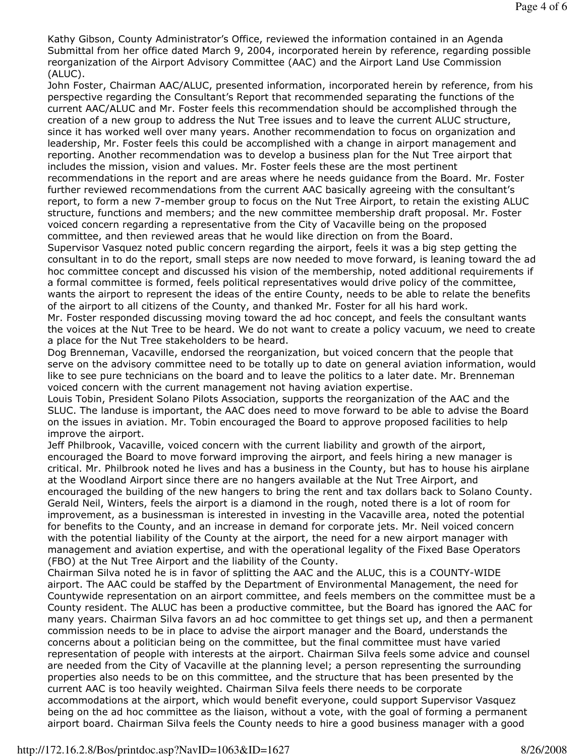Kathy Gibson, County Administrator's Office, reviewed the information contained in an Agenda Submittal from her office dated March 9, 2004, incorporated herein by reference, regarding possible reorganization of the Airport Advisory Committee (AAC) and the Airport Land Use Commission (ALUC).

John Foster, Chairman AAC/ALUC, presented information, incorporated herein by reference, from his perspective regarding the Consultant's Report that recommended separating the functions of the current AAC/ALUC and Mr. Foster feels this recommendation should be accomplished through the creation of a new group to address the Nut Tree issues and to leave the current ALUC structure, since it has worked well over many years. Another recommendation to focus on organization and leadership, Mr. Foster feels this could be accomplished with a change in airport management and reporting. Another recommendation was to develop a business plan for the Nut Tree airport that includes the mission, vision and values. Mr. Foster feels these are the most pertinent recommendations in the report and are areas where he needs guidance from the Board. Mr. Foster further reviewed recommendations from the current AAC basically agreeing with the consultant's report, to form a new 7-member group to focus on the Nut Tree Airport, to retain the existing ALUC structure, functions and members; and the new committee membership draft proposal. Mr. Foster voiced concern regarding a representative from the City of Vacaville being on the proposed committee, and then reviewed areas that he would like direction on from the Board.

Supervisor Vasquez noted public concern regarding the airport, feels it was a big step getting the consultant in to do the report, small steps are now needed to move forward, is leaning toward the ad hoc committee concept and discussed his vision of the membership, noted additional requirements if a formal committee is formed, feels political representatives would drive policy of the committee, wants the airport to represent the ideas of the entire County, needs to be able to relate the benefits of the airport to all citizens of the County, and thanked Mr. Foster for all his hard work.

Mr. Foster responded discussing moving toward the ad hoc concept, and feels the consultant wants the voices at the Nut Tree to be heard. We do not want to create a policy vacuum, we need to create a place for the Nut Tree stakeholders to be heard.

Dog Brenneman, Vacaville, endorsed the reorganization, but voiced concern that the people that serve on the advisory committee need to be totally up to date on general aviation information, would like to see pure technicians on the board and to leave the politics to a later date. Mr. Brenneman voiced concern with the current management not having aviation expertise.

Louis Tobin, President Solano Pilots Association, supports the reorganization of the AAC and the SLUC. The landuse is important, the AAC does need to move forward to be able to advise the Board on the issues in aviation. Mr. Tobin encouraged the Board to approve proposed facilities to help improve the airport.

Jeff Philbrook, Vacaville, voiced concern with the current liability and growth of the airport, encouraged the Board to move forward improving the airport, and feels hiring a new manager is critical. Mr. Philbrook noted he lives and has a business in the County, but has to house his airplane at the Woodland Airport since there are no hangers available at the Nut Tree Airport, and encouraged the building of the new hangers to bring the rent and tax dollars back to Solano County.

Gerald Neil, Winters, feels the airport is a diamond in the rough, noted there is a lot of room for improvement, as a businessman is interested in investing in the Vacaville area, noted the potential for benefits to the County, and an increase in demand for corporate jets. Mr. Neil voiced concern with the potential liability of the County at the airport, the need for a new airport manager with management and aviation expertise, and with the operational legality of the Fixed Base Operators (FBO) at the Nut Tree Airport and the liability of the County.

Chairman Silva noted he is in favor of splitting the AAC and the ALUC, this is a COUNTY-WIDE airport. The AAC could be staffed by the Department of Environmental Management, the need for Countywide representation on an airport committee, and feels members on the committee must be a County resident. The ALUC has been a productive committee, but the Board has ignored the AAC for many years. Chairman Silva favors an ad hoc committee to get things set up, and then a permanent commission needs to be in place to advise the airport manager and the Board, understands the concerns about a politician being on the committee, but the final committee must have varied representation of people with interests at the airport. Chairman Silva feels some advice and counsel are needed from the City of Vacaville at the planning level; a person representing the surrounding properties also needs to be on this committee, and the structure that has been presented by the current AAC is too heavily weighted. Chairman Silva feels there needs to be corporate accommodations at the airport, which would benefit everyone, could support Supervisor Vasquez being on the ad hoc committee as the liaison, without a vote, with the goal of forming a permanent airport board. Chairman Silva feels the County needs to hire a good business manager with a good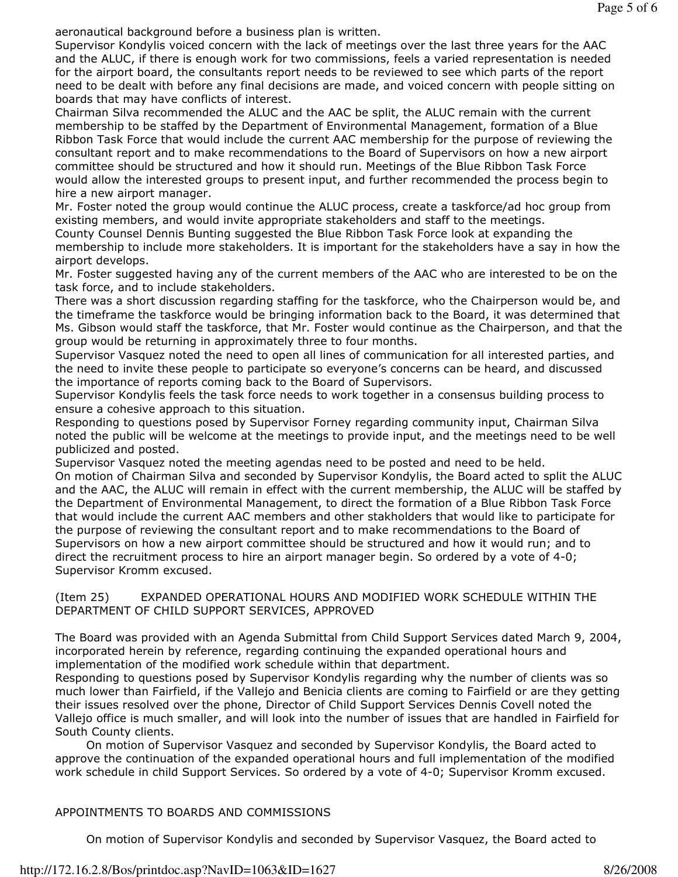aeronautical background before a business plan is written.

Supervisor Kondylis voiced concern with the lack of meetings over the last three years for the AAC and the ALUC, if there is enough work for two commissions, feels a varied representation is needed for the airport board, the consultants report needs to be reviewed to see which parts of the report need to be dealt with before any final decisions are made, and voiced concern with people sitting on boards that may have conflicts of interest.

Chairman Silva recommended the ALUC and the AAC be split, the ALUC remain with the current membership to be staffed by the Department of Environmental Management, formation of a Blue Ribbon Task Force that would include the current AAC membership for the purpose of reviewing the consultant report and to make recommendations to the Board of Supervisors on how a new airport committee should be structured and how it should run. Meetings of the Blue Ribbon Task Force would allow the interested groups to present input, and further recommended the process begin to hire a new airport manager.

Mr. Foster noted the group would continue the ALUC process, create a taskforce/ad hoc group from existing members, and would invite appropriate stakeholders and staff to the meetings.

County Counsel Dennis Bunting suggested the Blue Ribbon Task Force look at expanding the membership to include more stakeholders. It is important for the stakeholders have a say in how the airport develops.

Mr. Foster suggested having any of the current members of the AAC who are interested to be on the task force, and to include stakeholders.

There was a short discussion regarding staffing for the taskforce, who the Chairperson would be, and the timeframe the taskforce would be bringing information back to the Board, it was determined that Ms. Gibson would staff the taskforce, that Mr. Foster would continue as the Chairperson, and that the group would be returning in approximately three to four months.

Supervisor Vasquez noted the need to open all lines of communication for all interested parties, and the need to invite these people to participate so everyone's concerns can be heard, and discussed the importance of reports coming back to the Board of Supervisors.

Supervisor Kondylis feels the task force needs to work together in a consensus building process to ensure a cohesive approach to this situation.

Responding to questions posed by Supervisor Forney regarding community input, Chairman Silva noted the public will be welcome at the meetings to provide input, and the meetings need to be well publicized and posted.

Supervisor Vasquez noted the meeting agendas need to be posted and need to be held.

On motion of Chairman Silva and seconded by Supervisor Kondylis, the Board acted to split the ALUC and the AAC, the ALUC will remain in effect with the current membership, the ALUC will be staffed by the Department of Environmental Management, to direct the formation of a Blue Ribbon Task Force that would include the current AAC members and other stakholders that would like to participate for the purpose of reviewing the consultant report and to make recommendations to the Board of Supervisors on how a new airport committee should be structured and how it would run; and to direct the recruitment process to hire an airport manager begin. So ordered by a vote of 4-0; Supervisor Kromm excused.

(Item 25) EXPANDED OPERATIONAL HOURS AND MODIFIED WORK SCHEDULE WITHIN THE DEPARTMENT OF CHILD SUPPORT SERVICES, APPROVED

The Board was provided with an Agenda Submittal from Child Support Services dated March 9, 2004, incorporated herein by reference, regarding continuing the expanded operational hours and implementation of the modified work schedule within that department.

Responding to questions posed by Supervisor Kondylis regarding why the number of clients was so much lower than Fairfield, if the Vallejo and Benicia clients are coming to Fairfield or are they getting their issues resolved over the phone, Director of Child Support Services Dennis Covell noted the Vallejo office is much smaller, and will look into the number of issues that are handled in Fairfield for South County clients.

On motion of Supervisor Vasquez and seconded by Supervisor Kondylis, the Board acted to approve the continuation of the expanded operational hours and full implementation of the modified work schedule in child Support Services. So ordered by a vote of 4-0; Supervisor Kromm excused.

APPOINTMENTS TO BOARDS AND COMMISSIONS

On motion of Supervisor Kondylis and seconded by Supervisor Vasquez, the Board acted to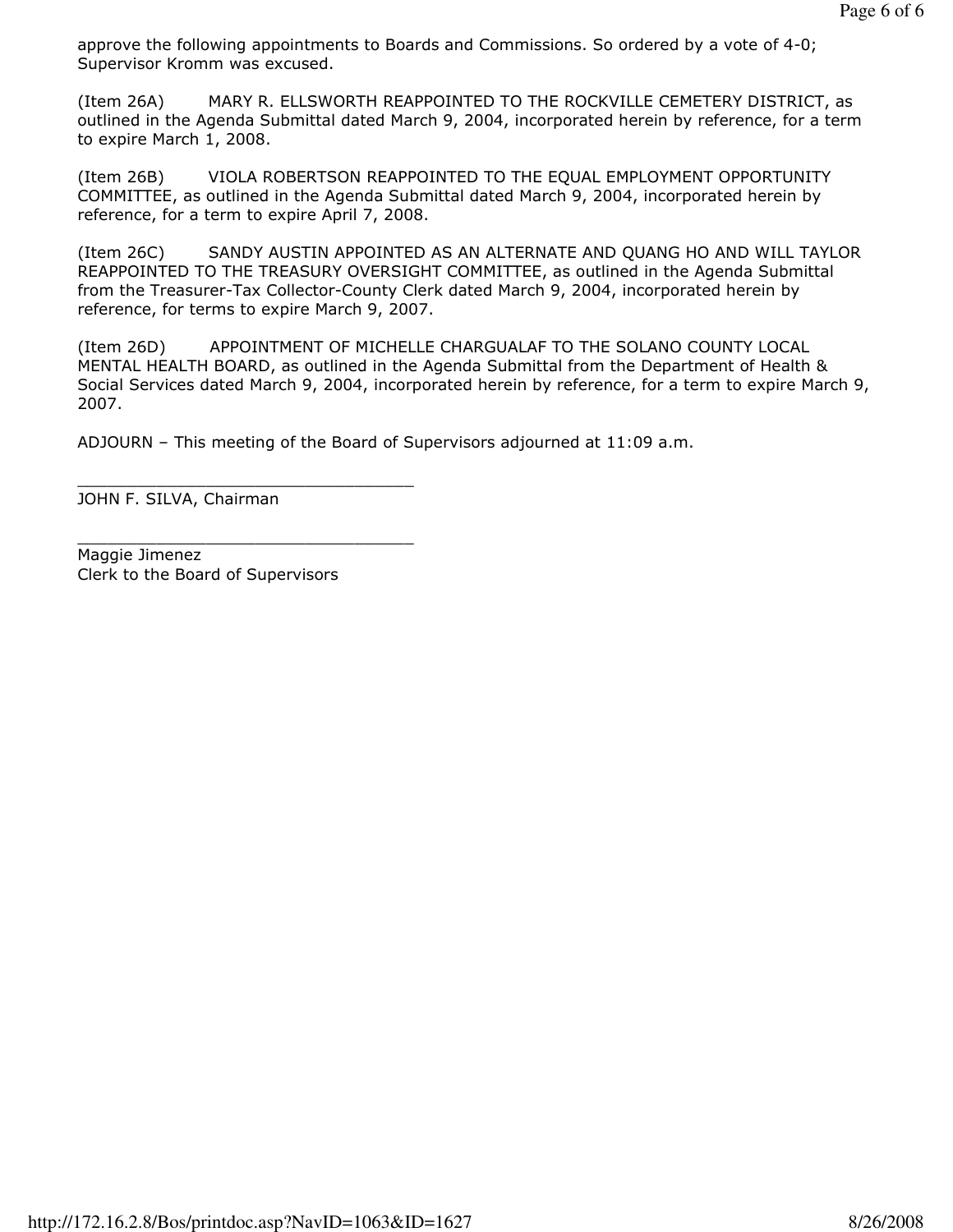approve the following appointments to Boards and Commissions. So ordered by a vote of 4-0; Supervisor Kromm was excused.

(Item 26A) MARY R. ELLSWORTH REAPPOINTED TO THE ROCKVILLE CEMETERY DISTRICT, as outlined in the Agenda Submittal dated March 9, 2004, incorporated herein by reference, for a term to expire March 1, 2008.

(Item 26B) VIOLA ROBERTSON REAPPOINTED TO THE EQUAL EMPLOYMENT OPPORTUNITY COMMITTEE, as outlined in the Agenda Submittal dated March 9, 2004, incorporated herein by reference, for a term to expire April 7, 2008.

(Item 26C) SANDY AUSTIN APPOINTED AS AN ALTERNATE AND QUANG HO AND WILL TAYLOR REAPPOINTED TO THE TREASURY OVERSIGHT COMMITTEE, as outlined in the Agenda Submittal from the Treasurer-Tax Collector-County Clerk dated March 9, 2004, incorporated herein by reference, for terms to expire March 9, 2007.

(Item 26D) APPOINTMENT OF MICHELLE CHARGUALAF TO THE SOLANO COUNTY LOCAL MENTAL HEALTH BOARD, as outlined in the Agenda Submittal from the Department of Health & Social Services dated March 9, 2004, incorporated herein by reference, for a term to expire March 9, 2007.

ADJOURN – This meeting of the Board of Supervisors adjourned at 11:09 a.m.

___________________________________
JOHN F. SILVA, Chairman

___________________________________
Maggie Jimenez
Clerk to the Board of Supervisors